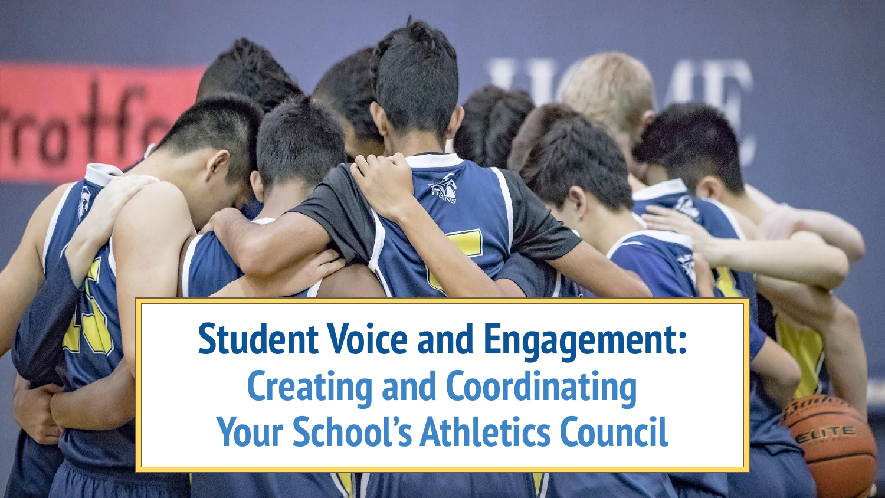# Student Voice and Engagement:

## Creating and Coordinating Your School's Athletics Council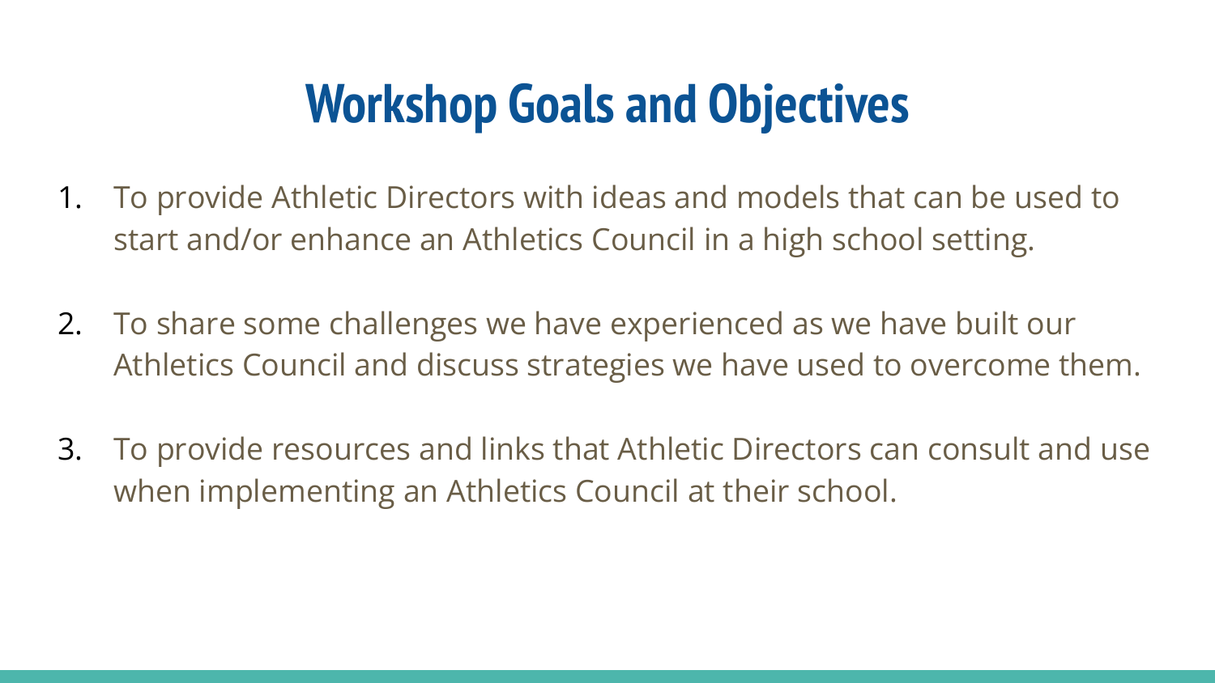# Workshop Goals and Objectives

1. To provide Athletic Directors with ideas and models that can be used to start and/or enhance an Athletics Council in a high school setting.

2. To share some challenges we have experienced as we have built our Athletics Council and discuss strategies we have used to overcome them.

3. To provide resources and links that Athletic Directors can consult and use when implementing an Athletics Council at their school.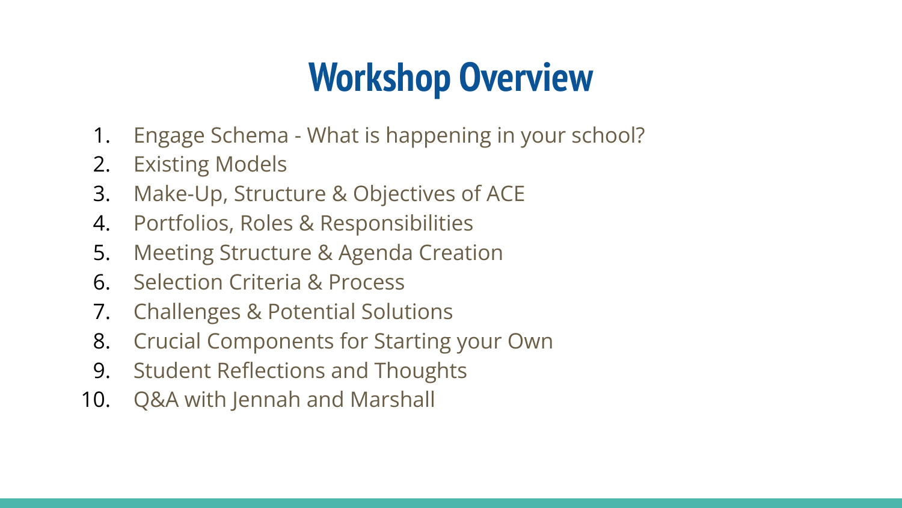# Workshop Overview

1. Engage Schema - What is happening in your school?
2. Existing Models
3. Make-Up, Structure & Objectives of ACE
4. Portfolios, Roles & Responsibilities
5. Meeting Structure & Agenda Creation
6. Selection Criteria & Process
7. Challenges & Potential Solutions
8. Crucial Components for Starting your Own
9. Student Reflections and Thoughts
10. Q&A with Jennah and Marshall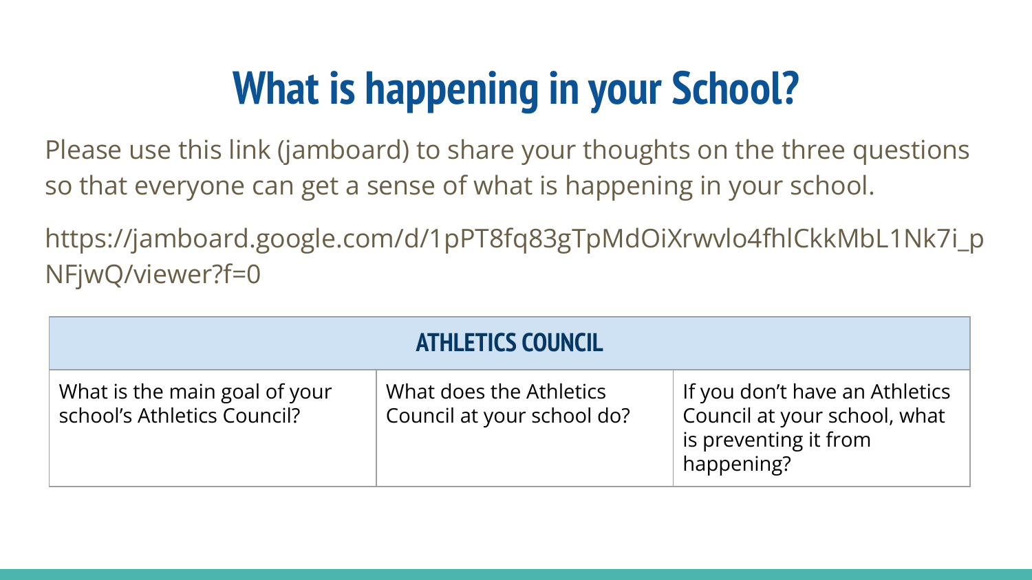# What is happening in your School?

Please use this link (jamboard) to share your thoughts on the three questions so that everyone can get a sense of what is happening in your school.

https://jamboard.google.com/d/1pPT8fq83gTpMdOiXrwvlo4fhlCkkMbL1Nk7i_pNFjwQ/viewer?f=0

| ATHLETICS COUNCIL | | |
|---|---|---|
| What is the main goal of your school's Athletics Council? | What does the Athletics Council at your school do? | If you don't have an Athletics Council at your school, what is preventing it from happening? |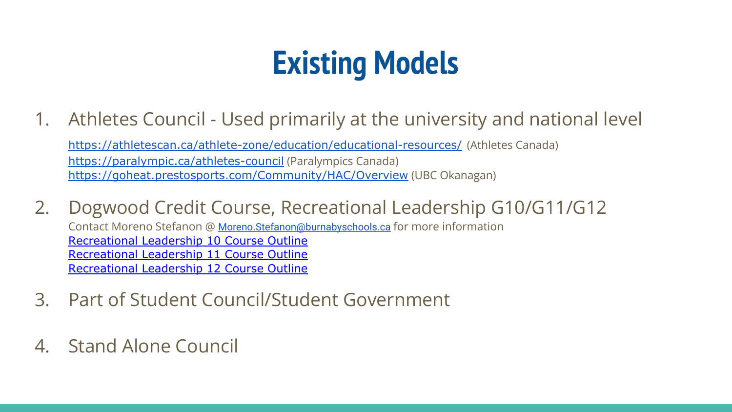# Existing Models

1. Athletes Council - Used primarily at the university and national level

   https://athletescan.ca/athlete-zone/education/educational-resources/ (Athletes Canada)
   https://paralympic.ca/athletes-council (Paralympics Canada)
   https://goheat.prestosports.com/Community/HAC/Overview (UBC Okanagan)

2. Dogwood Credit Course, Recreational Leadership G10/G11/G12

   Contact Moreno Stefanon @ Moreno.Stefanon@burnabyschools.ca for more information
   Recreational Leadership 10 Course Outline
   Recreational Leadership 11 Course Outline
   Recreational Leadership 12 Course Outline

3. Part of Student Council/Student Government

4. Stand Alone Council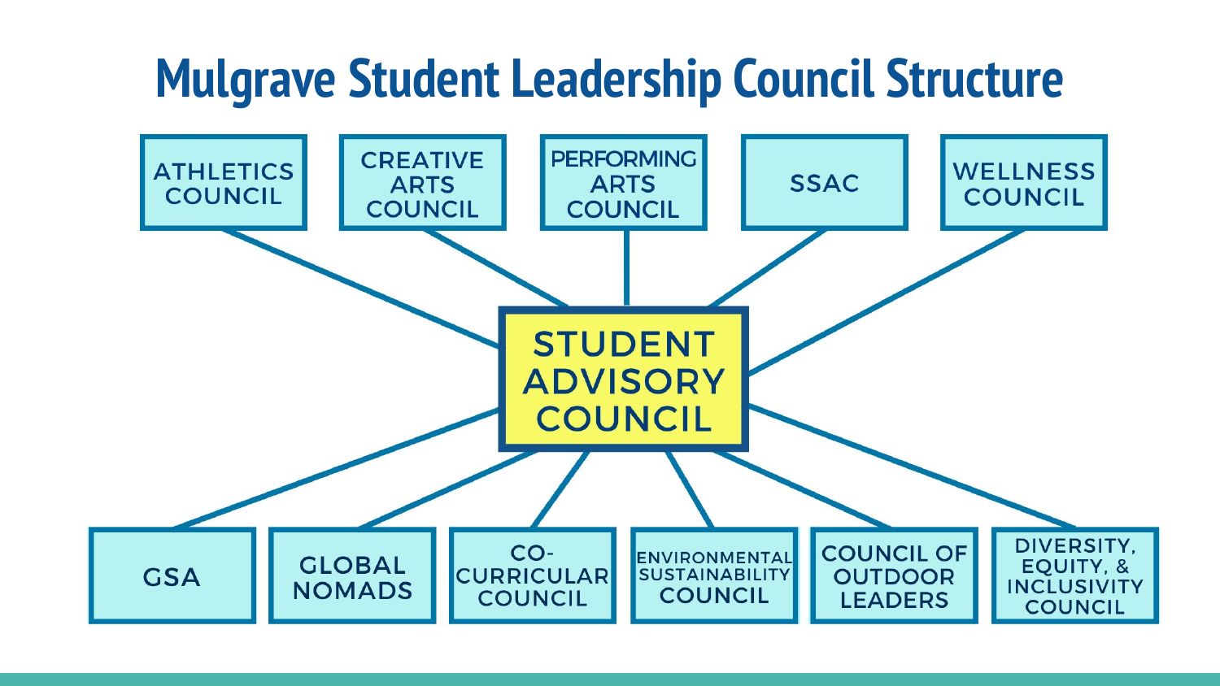# Mulgrave Student Leadership Council Structure

**STUDENT ADVISORY COUNCIL**

- ATHLETICS COUNCIL
- CREATIVE ARTS COUNCIL
- PERFORMING ARTS COUNCIL
- SSAC
- WELLNESS COUNCIL
- GSA
- GLOBAL NOMADS
- CO-CURRICULAR COUNCIL
- ENVIRONMENTAL SUSTAINABILITY COUNCIL
- COUNCIL OF OUTDOOR LEADERS
- DIVERSITY, EQUITY, & INCLUSIVITY COUNCIL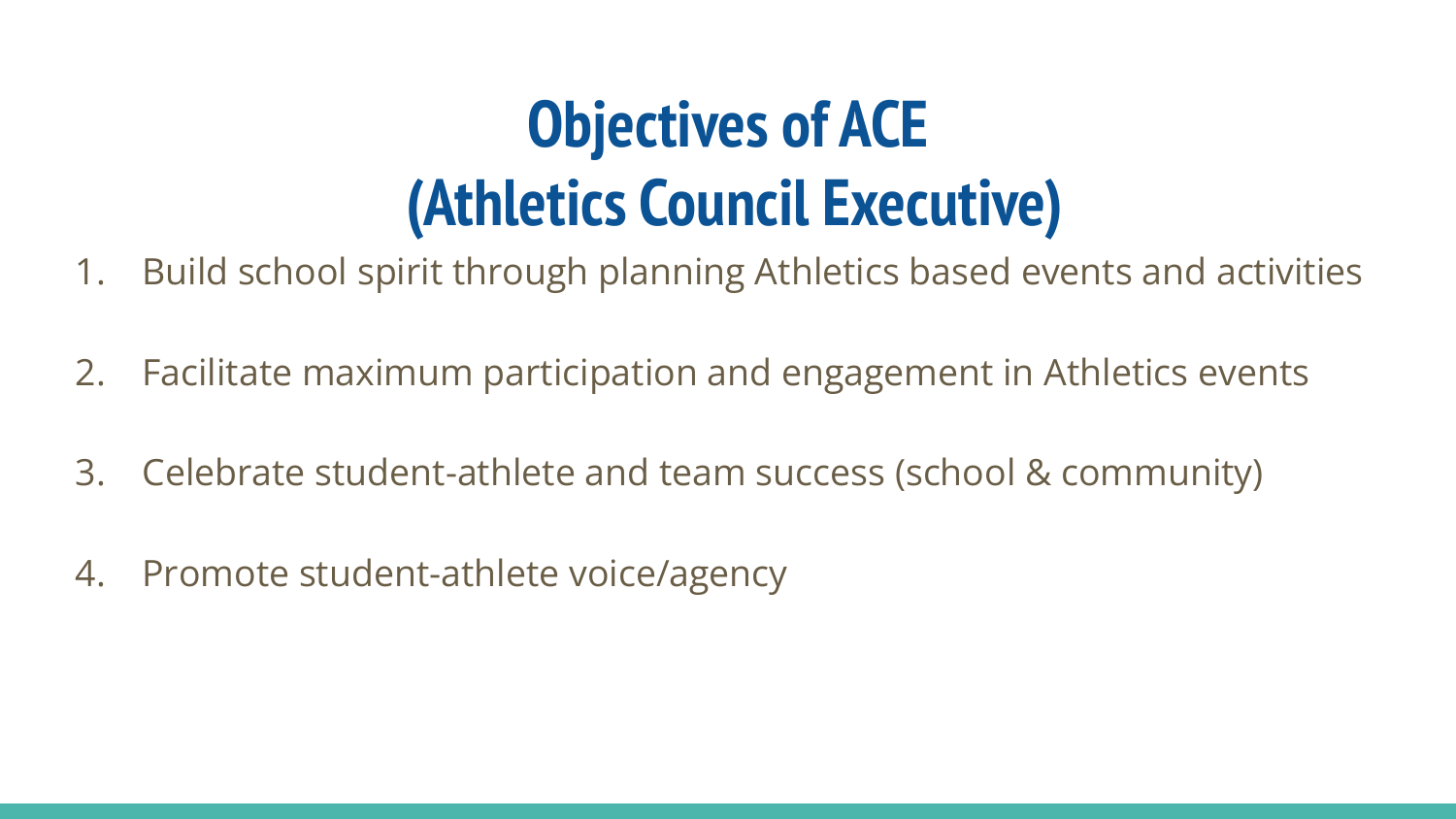# Objectives of ACE
# (Athletics Council Executive)

1. Build school spirit through planning Athletics based events and activities

2. Facilitate maximum participation and engagement in Athletics events

3. Celebrate student-athlete and team success (school & community)

4. Promote student-athlete voice/agency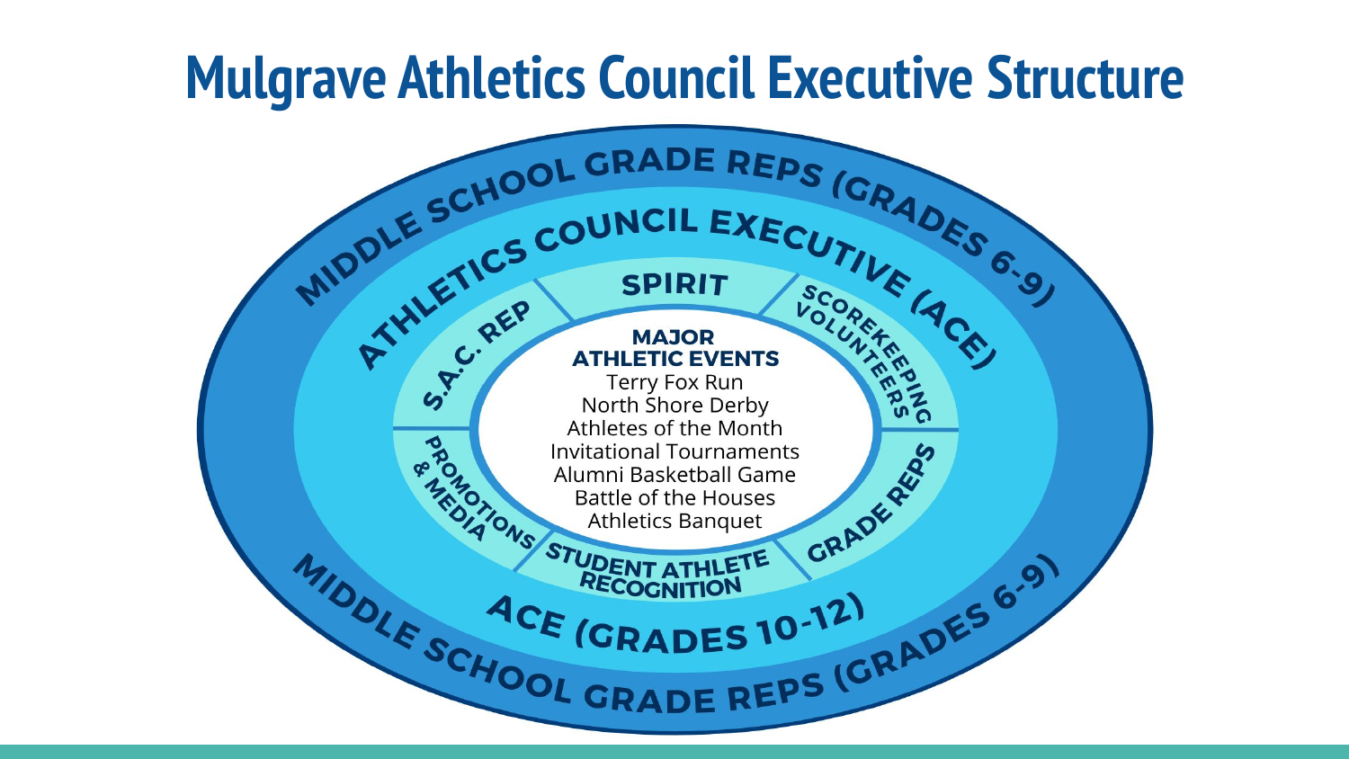# Mulgrave Athletics Council Executive Structure

MIDDLE SCHOOL GRADE REPS (GRADES 6-9)

ATHLETICS COUNCIL EXECUTIVE (ACE)

SPIRIT

S.A.C. REP

SCOREKEEPING VOLUNTEERS

PROMOTIONS & MEDIA

GRADE REPS

STUDENT ATHLETE RECOGNITION

**MAJOR ATHLETIC EVENTS**

Terry Fox Run
North Shore Derby
Athletes of the Month
Invitational Tournaments
Alumni Basketball Game
Battle of the Houses
Athletics Banquet

ACE (GRADES 10-12)

MIDDLE SCHOOL GRADE REPS (GRADES 6-9)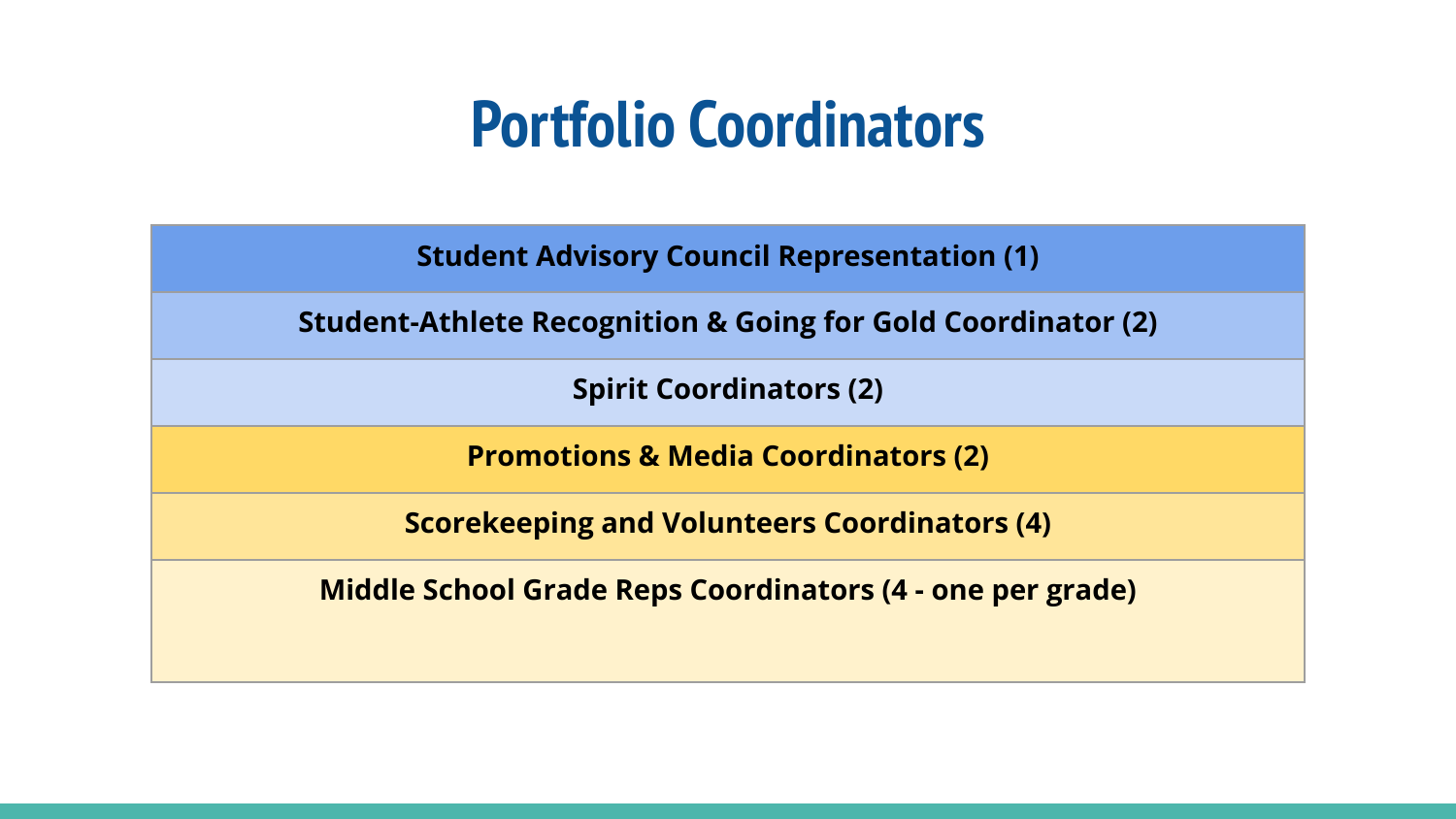# Portfolio Coordinators

| Student Advisory Council Representation (1) |
|---|
| Student-Athlete Recognition & Going for Gold Coordinator (2) |
| Spirit Coordinators (2) |
| Promotions & Media Coordinators (2) |
| Scorekeeping and Volunteers Coordinators (4) |
| Middle School Grade Reps Coordinators (4 - one per grade) |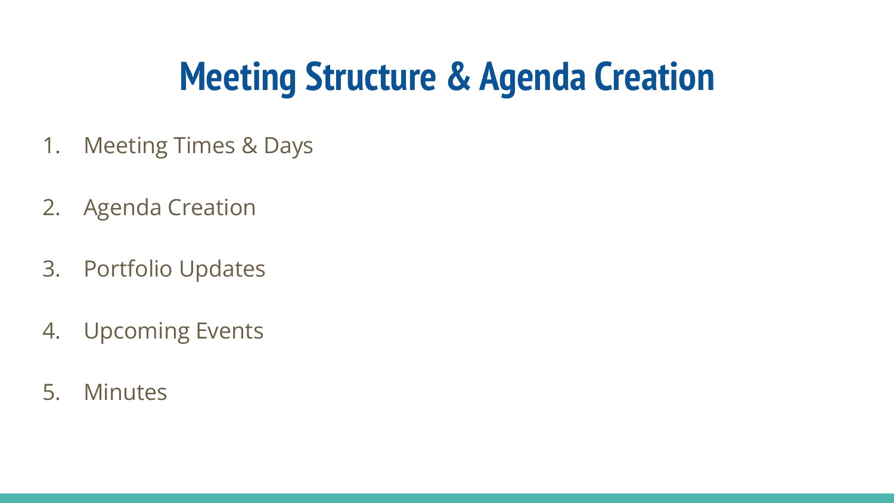# Meeting Structure & Agenda Creation

1. Meeting Times & Days
2. Agenda Creation
3. Portfolio Updates
4. Upcoming Events
5. Minutes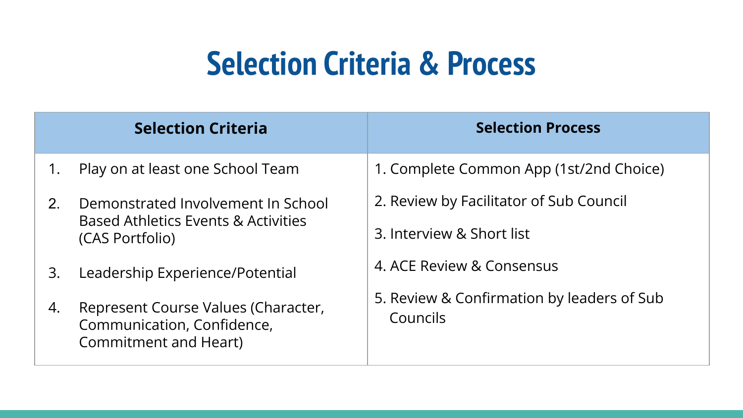# Selection Criteria & Process

| Selection Criteria | Selection Process |
| --- | --- |
| 1. Play on at least one School Team | 1. Complete Common App (1st/2nd Choice) |
| 2. Demonstrated Involvement In School Based Athletics Events & Activities (CAS Portfolio) | 2. Review by Facilitator of Sub Council |
| | 3. Interview & Short list |
| 3. Leadership Experience/Potential | 4. ACE Review & Consensus |
| 4. Represent Course Values (Character, Communication, Confidence, Commitment and Heart) | 5. Review & Confirmation by leaders of Sub Councils |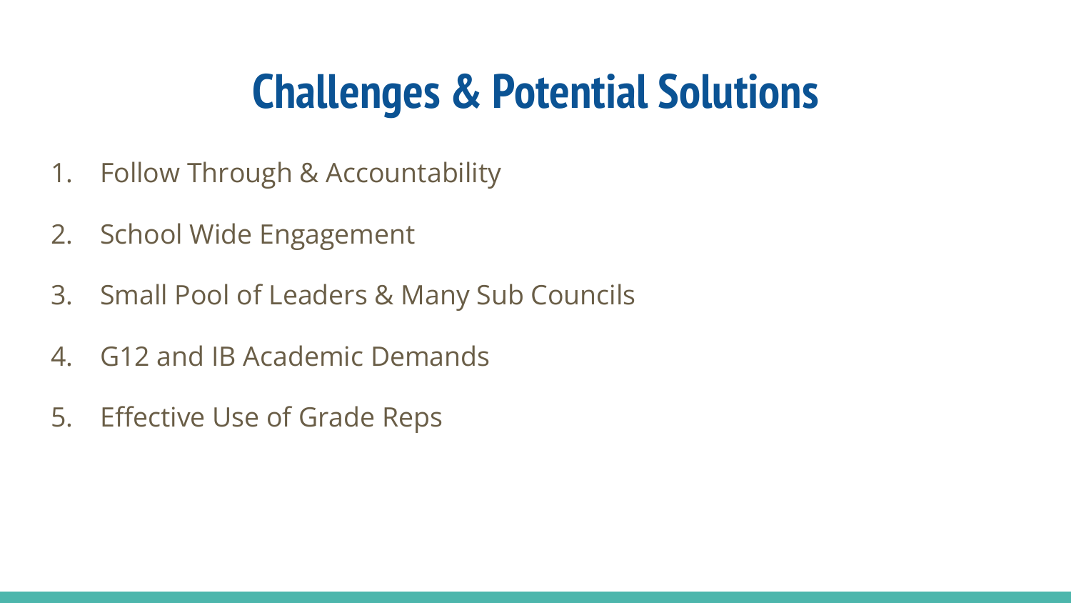# Challenges & Potential Solutions

1. Follow Through & Accountability
2. School Wide Engagement
3. Small Pool of Leaders & Many Sub Councils
4. G12 and IB Academic Demands
5. Effective Use of Grade Reps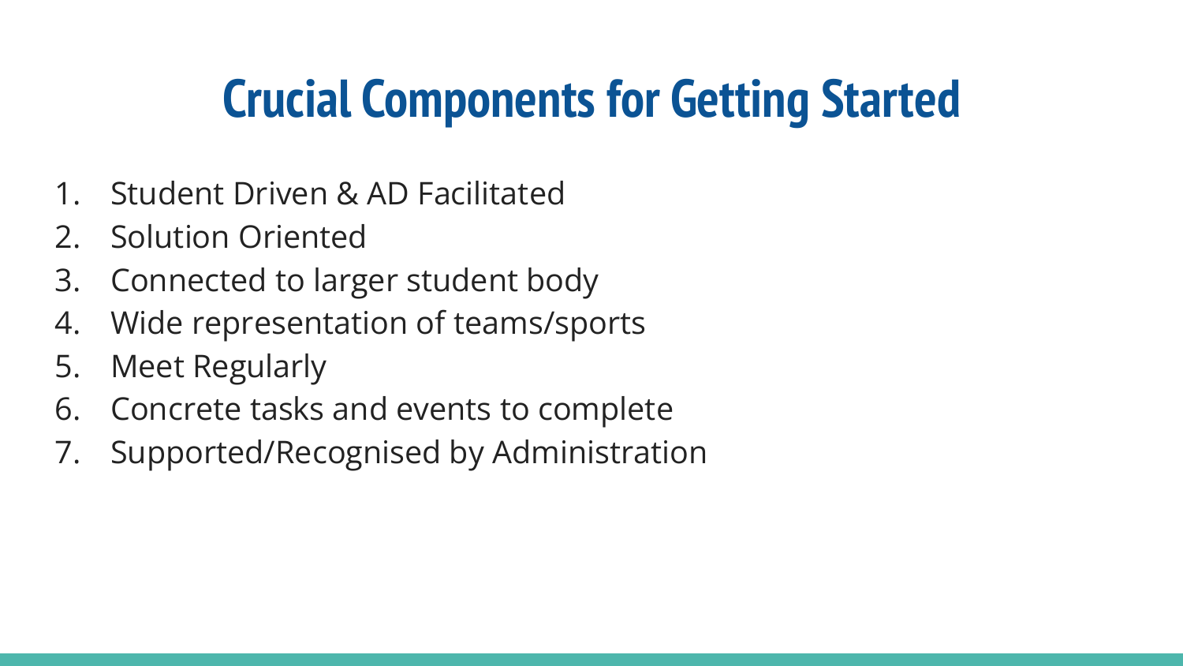# Crucial Components for Getting Started

1. Student Driven & AD Facilitated
2. Solution Oriented
3. Connected to larger student body
4. Wide representation of teams/sports
5. Meet Regularly
6. Concrete tasks and events to complete
7. Supported/Recognised by Administration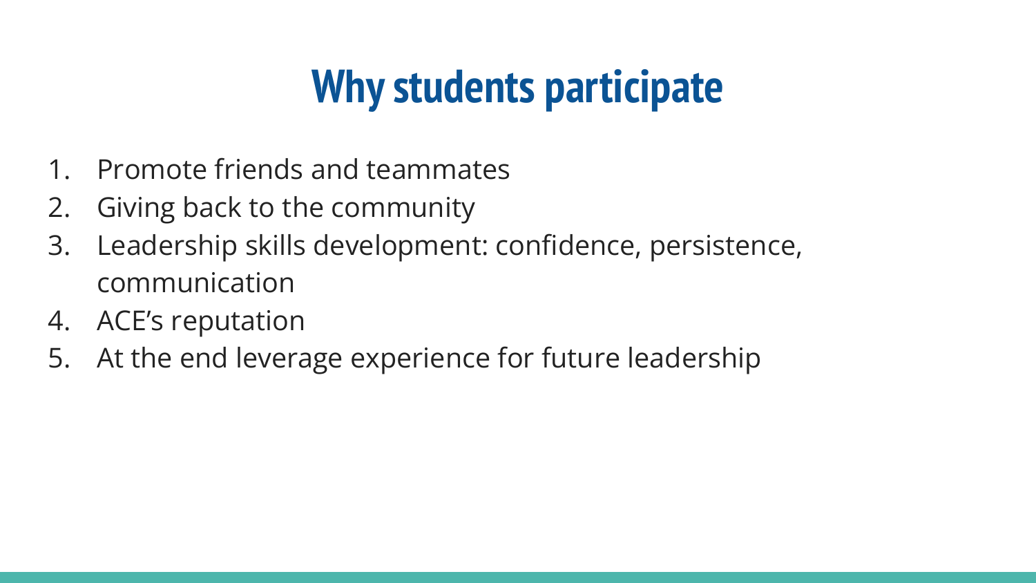# Why students participate

1. Promote friends and teammates
2. Giving back to the community
3. Leadership skills development: confidence, persistence, communication
4. ACE’s reputation
5. At the end leverage experience for future leadership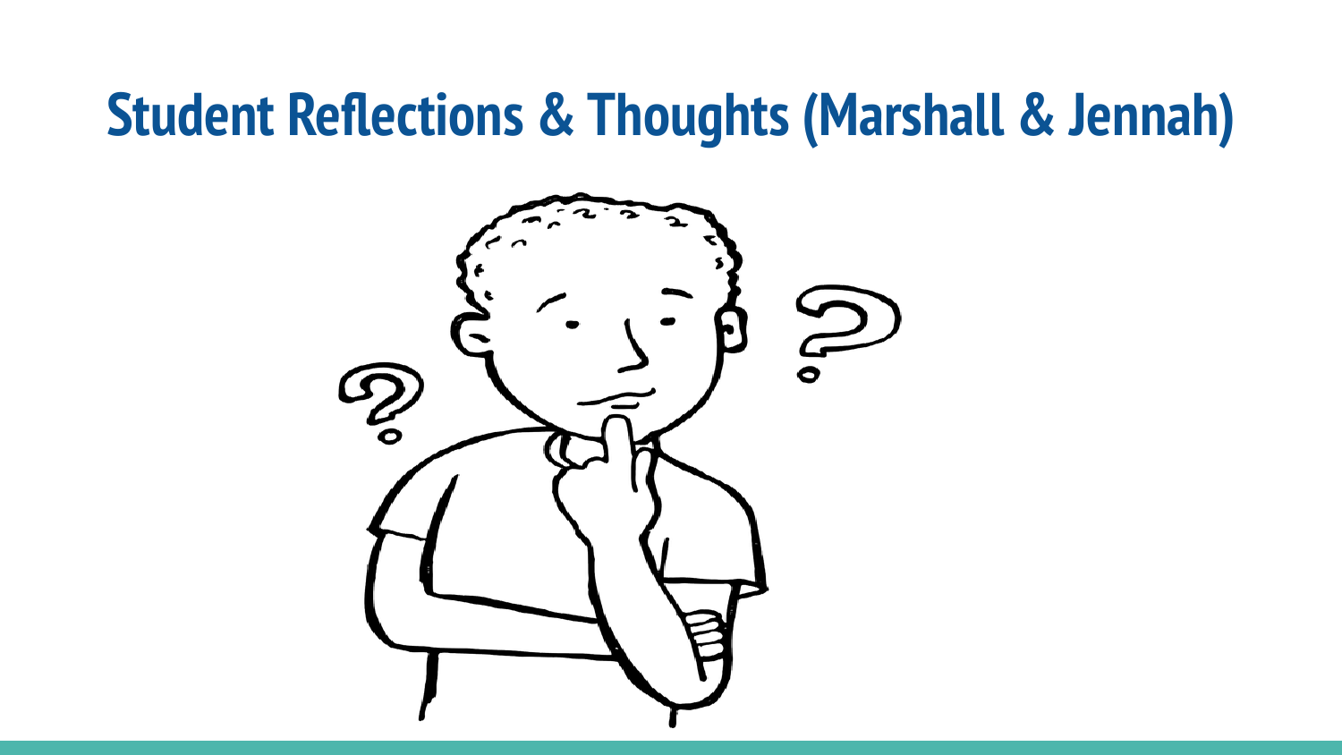# Student Reflections & Thoughts (Marshall & Jennah)